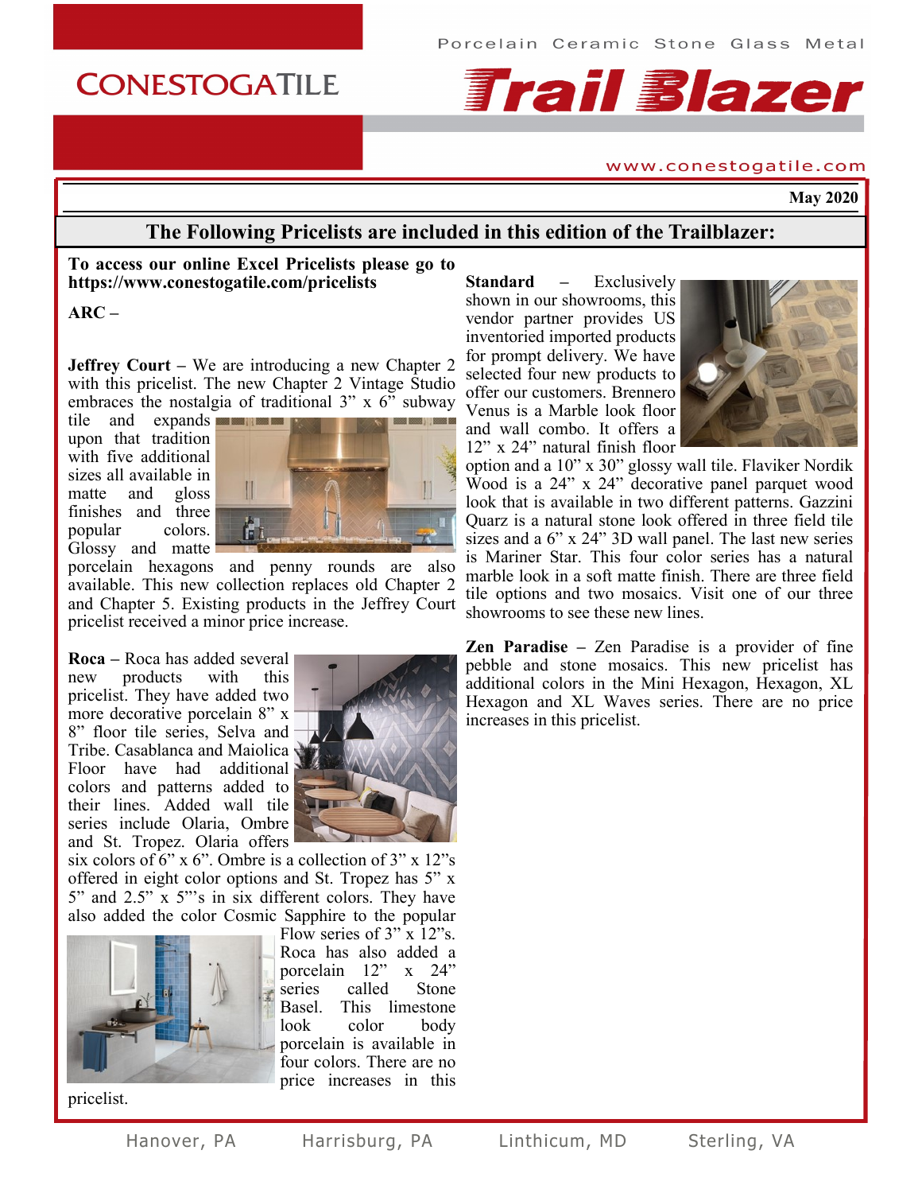Porcelain Ceramic Stone Glass Metal

# CONESTOGATILE Trail Blazer

www.conestogatile.com

**May 2020**

## The Following Pricelists are included in this edition of the Trailblazer:

**To access our online Excel Pricelists please go to https://www.conestogatile.com/pricelists**

**ARC –**

**Jeffrey Court –** We are introducing a new Chapter 2 with this pricelist. The new Chapter 2 Vintage Studio embraces the nostalgia of traditional 3” x 6” subway tile and expands upon that tradition with five additional sizes all available in matte and gloss finishes and three popular colors. Glossy and matte porcelain hexagons and penny rounds are also available. This new collection replaces old Chapter 2 and Chapter 5. Existing products in the Jeffrey Court pricelist received a minor price increase.

**Roca –** Roca has added several new products with this pricelist. They have added two more decorative porcelain 8” x 8” floor tile series, Selva and Tribe. Casablanca and Maiolica Floor have had additional colors and patterns added to their lines. Added wall tile series include Olaria, Ombre and St. Tropez. Olaria offers six colors of 6” x 6”. Ombre is a collection of 3” x 12”s offered in eight color options and St. Tropez has 5” x 5” and 2.5” x 5”’s in six different colors. They have also added the color Cosmic Sapphire to the popular Flow series of 3” x 12”s. Roca has also added a porcelain 12” x 24” series called Stone Basel. This limestone look color body porcelain is available in four colors. There are no price increases in this pricelist.

**Standard –** Exclusively shown in our showrooms, this vendor partner provides US inventoried imported products for prompt delivery. We have selected four new products to offer our customers. Brennero Venus is a Marble look floor and wall combo. It offers a 12” x 24” natural finish floor option and a 10” x 30” glossy wall tile. Flaviker Nordik Wood is a 24” x 24” decorative panel parquet wood look that is available in two different patterns. Gazzini Quarz is a natural stone look offered in three field tile sizes and a 6” x 24” 3D wall panel. The last new series is Mariner Star. This four color series has a natural marble look in a soft matte finish. There are three field tile options and two mosaics. Visit one of our three showrooms to see these new lines.

**Zen Paradise –** Zen Paradise is a provider of fine pebble and stone mosaics. This new pricelist has additional colors in the Mini Hexagon, Hexagon, XL Hexagon and XL Waves series. There are no price increases in this pricelist.

Hanover, PA Harrisburg, PA Linthicum, MD Sterling, VA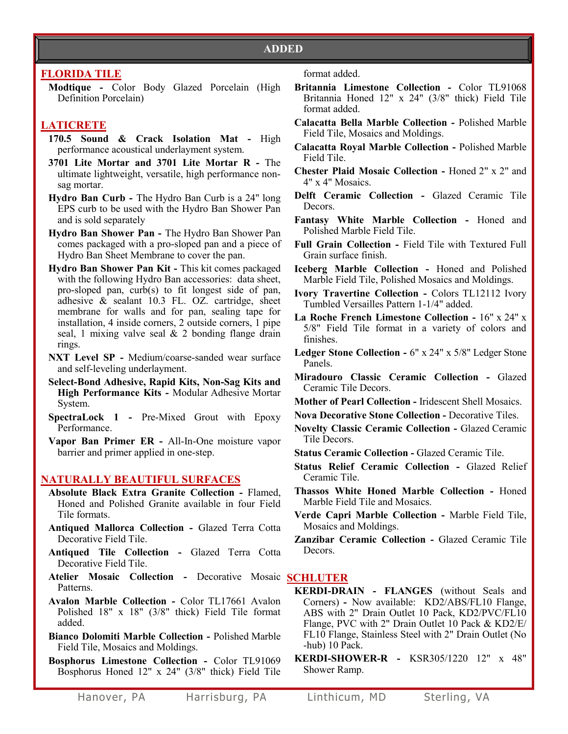# ADDED

## FLORIDA TILE

**Modtique -** Color Body Glazed Porcelain (High Definition Porcelain)

## LATICRETE

**170.5 Sound & Crack Isolation Mat -** High performance acoustical underlayment system.

**3701 Lite Mortar and 3701 Lite Mortar R -** The ultimate lightweight, versatile, high performance non-sag mortar.

**Hydro Ban Curb -** The Hydro Ban Curb is a 24" long EPS curb to be used with the Hydro Ban Shower Pan and is sold separately

**Hydro Ban Shower Pan -** The Hydro Ban Shower Pan comes packaged with a pro-sloped pan and a piece of Hydro Ban Sheet Membrane to cover the pan.

**Hydro Ban Shower Pan Kit -** This kit comes packaged with the following Hydro Ban accessories: data sheet, pro-sloped pan, curb(s) to fit longest side of pan, adhesive & sealant 10.3 FL. OZ. cartridge, sheet membrane for walls and for pan, sealing tape for installation, 4 inside corners, 2 outside corners, 1 pipe seal, 1 mixing valve seal & 2 bonding flange drain rings.

**NXT Level SP -** Medium/coarse-sanded wear surface and self-leveling underlayment.

**Select-Bond Adhesive, Rapid Kits, Non-Sag Kits and High Performance Kits -** Modular Adhesive Mortar System.

**SpectraLock 1 -** Pre-Mixed Grout with Epoxy Performance.

**Vapor Ban Primer ER -** All-In-One moisture vapor barrier and primer applied in one-step.

## NATURALLY BEAUTIFUL SURFACES

**Absolute Black Extra Granite Collection -** Flamed, Honed and Polished Granite available in four Field Tile formats.

**Antiqued Mallorca Collection -** Glazed Terra Cotta Decorative Field Tile.

**Antiqued Tile Collection -** Glazed Terra Cotta Decorative Field Tile.

**Atelier Mosaic Collection -** Decorative Mosaic Patterns.

**Avalon Marble Collection -** Color TL17661 Avalon Polished 18" x 18" (3/8" thick) Field Tile format added.

**Bianco Dolomiti Marble Collection -** Polished Marble Field Tile, Mosaics and Moldings.

**Bosphorus Limestone Collection -** Color TL91069 Bosphorus Honed 12" x 24" (3/8" thick) Field Tile format added.

**Britannia Limestone Collection -** Color TL91068 Britannia Honed 12" x 24" (3/8" thick) Field Tile format added.

**Calacatta Bella Marble Collection -** Polished Marble Field Tile, Mosaics and Moldings.

**Calacatta Royal Marble Collection -** Polished Marble Field Tile.

**Chester Plaid Mosaic Collection -** Honed 2" x 2" and 4" x 4" Mosaics.

**Delft Ceramic Collection -** Glazed Ceramic Tile Decors.

**Fantasy White Marble Collection -** Honed and Polished Marble Field Tile.

**Full Grain Collection -** Field Tile with Textured Full Grain surface finish.

**Iceberg Marble Collection -** Honed and Polished Marble Field Tile, Polished Mosaics and Moldings.

**Ivory Travertine Collection -** Colors TL12112 Ivory Tumbled Versailles Pattern 1-1/4" added.

**La Roche French Limestone Collection -** 16" x 24" x 5/8" Field Tile format in a variety of colors and finishes.

**Ledger Stone Collection -** 6" x 24" x 5/8" Ledger Stone Panels.

**Miradouro Classic Ceramic Collection -** Glazed Ceramic Tile Decors.

**Mother of Pearl Collection -** Iridescent Shell Mosaics.

**Nova Decorative Stone Collection -** Decorative Tiles.

**Novelty Classic Ceramic Collection -** Glazed Ceramic Tile Decors.

**Status Ceramic Collection -** Glazed Ceramic Tile.

**Status Relief Ceramic Collection -** Glazed Relief Ceramic Tile.

**Thassos White Honed Marble Collection -** Honed Marble Field Tile and Mosaics.

**Verde Capri Marble Collection -** Marble Field Tile, Mosaics and Moldings.

**Zanzibar Ceramic Collection -** Glazed Ceramic Tile Decors.

## SCHLUTER

**KERDI-DRAIN - FLANGES** (without Seals and Corners) **-** Now available: KD2/ABS/FL10 Flange, ABS with 2" Drain Outlet 10 Pack, KD2/PVC/FL10 Flange, PVC with 2" Drain Outlet 10 Pack & KD2/E/FL10 Flange, Stainless Steel with 2" Drain Outlet (No-hub) 10 Pack.

**KERDI-SHOWER-R -** KSR305/1220 12" x 48" Shower Ramp.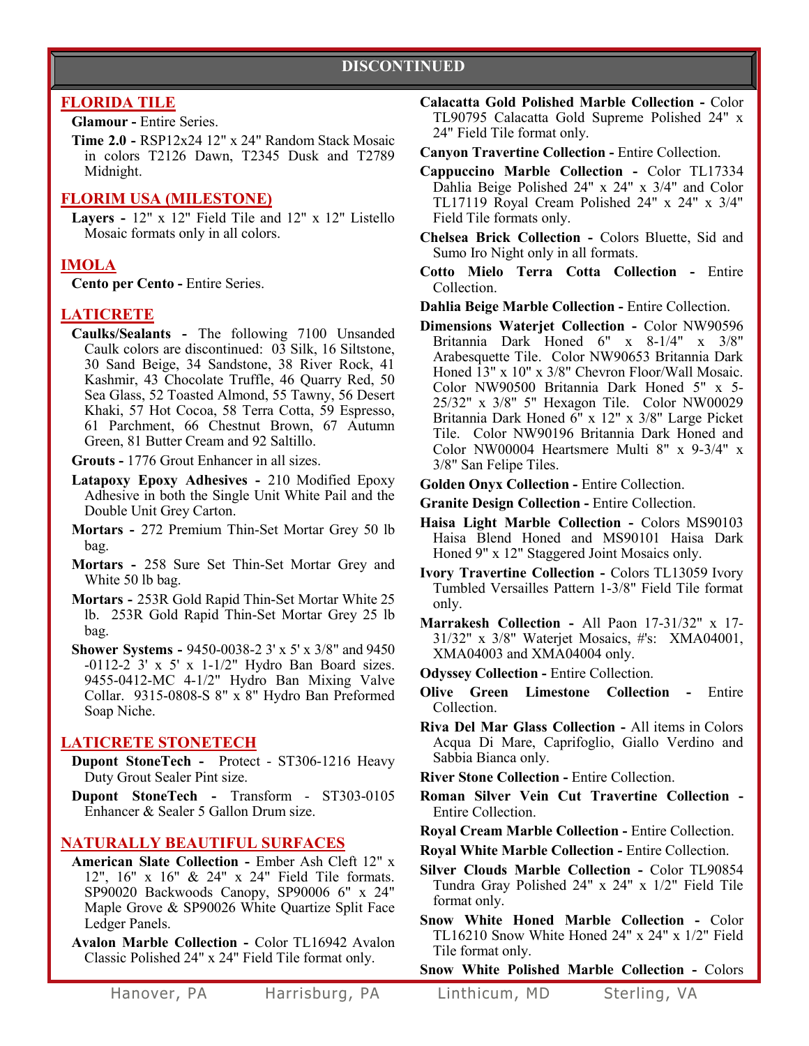## DISCONTINUED

### FLORIDA TILE

**Glamour -** Entire Series.

**Time 2.0 -** RSP12x24 12" x 24" Random Stack Mosaic in colors T2126 Dawn, T2345 Dusk and T2789 Midnight.

### FLORIM USA (MILESTONE)

**Layers -** 12" x 12" Field Tile and 12" x 12" Listello Mosaic formats only in all colors.

### IMOLA

**Cento per Cento -** Entire Series.

### LATICRETE

**Caulks/Sealants -** The following 7100 Unsanded Caulk colors are discontinued: 03 Silk, 16 Siltstone, 30 Sand Beige, 34 Sandstone, 38 River Rock, 41 Kashmir, 43 Chocolate Truffle, 46 Quarry Red, 50 Sea Glass, 52 Toasted Almond, 55 Tawny, 56 Desert Khaki, 57 Hot Cocoa, 58 Terra Cotta, 59 Espresso, 61 Parchment, 66 Chestnut Brown, 67 Autumn Green, 81 Butter Cream and 92 Saltillo.

**Grouts -** 1776 Grout Enhancer in all sizes.

**Latapoxy Epoxy Adhesives -** 210 Modified Epoxy Adhesive in both the Single Unit White Pail and the Double Unit Grey Carton.

**Mortars -** 272 Premium Thin-Set Mortar Grey 50 lb bag.

**Mortars -** 258 Sure Set Thin-Set Mortar Grey and White 50 lb bag.

**Mortars -** 253R Gold Rapid Thin-Set Mortar White 25 lb. 253R Gold Rapid Thin-Set Mortar Grey 25 lb bag.

**Shower Systems -** 9450-0038-2 3' x 5' x 3/8" and 9450 -0112-2 3' x 5' x 1-1/2" Hydro Ban Board sizes. 9455-0412-MC 4-1/2" Hydro Ban Mixing Valve Collar. 9315-0808-S 8" x 8" Hydro Ban Preformed Soap Niche.

### LATICRETE STONETECH

**Dupont StoneTech -** Protect - ST306-1216 Heavy Duty Grout Sealer Pint size.

**Dupont StoneTech -** Transform - ST303-0105 Enhancer & Sealer 5 Gallon Drum size.

### NATURALLY BEAUTIFUL SURFACES

**American Slate Collection -** Ember Ash Cleft 12" x 12", 16" x 16" & 24" x 24" Field Tile formats. SP90020 Backwoods Canopy, SP90006 6" x 24" Maple Grove & SP90026 White Quartize Split Face Ledger Panels.

**Avalon Marble Collection -** Color TL16942 Avalon Classic Polished 24" x 24" Field Tile format only.

**Calacatta Gold Polished Marble Collection -** Color TL90795 Calacatta Gold Supreme Polished 24" x 24" Field Tile format only.

**Canyon Travertine Collection -** Entire Collection.

**Cappuccino Marble Collection -** Color TL17334 Dahlia Beige Polished 24" x 24" x 3/4" and Color TL17119 Royal Cream Polished 24" x 24" x 3/4" Field Tile formats only.

**Chelsea Brick Collection -** Colors Bluette, Sid and Sumo Iro Night only in all formats.

**Cotto Mielo Terra Cotta Collection -** Entire Collection.

**Dahlia Beige Marble Collection -** Entire Collection.

**Dimensions Waterjet Collection -** Color NW90596 Britannia Dark Honed 6" x 8-1/4" x 3/8" Arabesquette Tile. Color NW90653 Britannia Dark Honed 13" x 10" x 3/8" Chevron Floor/Wall Mosaic. Color NW90500 Britannia Dark Honed 5" x 5-25/32" x 3/8" 5" Hexagon Tile. Color NW00029 Britannia Dark Honed 6" x 12" x 3/8" Large Picket Tile. Color NW90196 Britannia Dark Honed and Color NW00004 Heartsmere Multi 8" x 9-3/4" x 3/8" San Felipe Tiles.

**Golden Onyx Collection -** Entire Collection.

**Granite Design Collection -** Entire Collection.

**Haisa Light Marble Collection -** Colors MS90103 Haisa Blend Honed and MS90101 Haisa Dark Honed 9" x 12" Staggered Joint Mosaics only.

**Ivory Travertine Collection -** Colors TL13059 Ivory Tumbled Versailles Pattern 1-3/8" Field Tile format only.

**Marrakesh Collection -** All Paon 17-31/32" x 17-31/32" x 3/8" Waterjet Mosaics, #'s: XMA04001, XMA04003 and XMA04004 only.

**Odyssey Collection -** Entire Collection.

**Olive Green Limestone Collection -** Entire Collection.

**Riva Del Mar Glass Collection -** All items in Colors Acqua Di Mare, Caprifoglio, Giallo Verdino and Sabbia Bianca only.

**River Stone Collection -** Entire Collection.

**Roman Silver Vein Cut Travertine Collection -** Entire Collection.

**Royal Cream Marble Collection -** Entire Collection.

**Royal White Marble Collection -** Entire Collection.

**Silver Clouds Marble Collection -** Color TL90854 Tundra Gray Polished 24" x 24" x 1/2" Field Tile format only.

**Snow White Honed Marble Collection -** Color TL16210 Snow White Honed 24" x 24" x 1/2" Field Tile format only.

**Snow White Polished Marble Collection -** Colors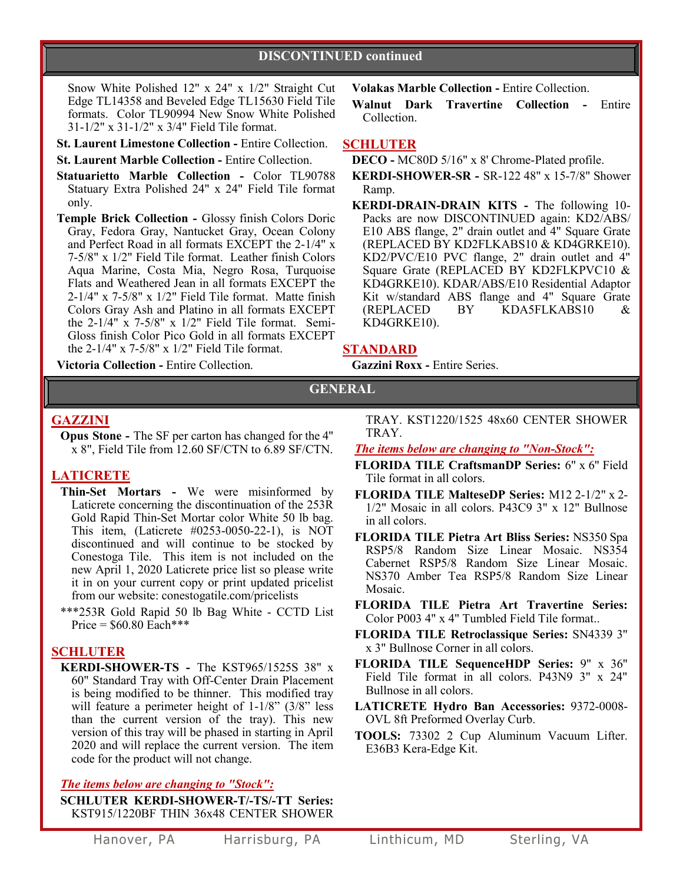## DISCONTINUED continued

Snow White Polished 12" x 24" x 1/2" Straight Cut Edge TL14358 and Beveled Edge TL15630 Field Tile formats. Color TL90994 New Snow White Polished 31-1/2" x 31-1/2" x 3/4" Field Tile format.

**St. Laurent Limestone Collection -** Entire Collection.

**St. Laurent Marble Collection -** Entire Collection.

**Statuarietto Marble Collection -** Color TL90788 Statuary Extra Polished 24" x 24" Field Tile format only.

**Temple Brick Collection -** Glossy finish Colors Doric Gray, Fedora Gray, Nantucket Gray, Ocean Colony and Perfect Road in all formats EXCEPT the 2-1/4" x 7-5/8" x 1/2" Field Tile format. Leather finish Colors Aqua Marine, Costa Mia, Negro Rosa, Turquoise Flats and Weathered Jean in all formats EXCEPT the 2-1/4" x 7-5/8" x 1/2" Field Tile format. Matte finish Colors Gray Ash and Platino in all formats EXCEPT the 2-1/4" x 7-5/8" x 1/2" Field Tile format. Semi-Gloss finish Color Pico Gold in all formats EXCEPT the 2-1/4" x 7-5/8" x 1/2" Field Tile format.

**Victoria Collection -** Entire Collection.

**Volakas Marble Collection -** Entire Collection.

**Walnut Dark Travertine Collection -** Entire Collection.

### SCHLUTER

**DECO -** MC80D 5/16" x 8' Chrome-Plated profile.

**KERDI-SHOWER-SR -** SR-122 48" x 15-7/8" Shower Ramp.

**KERDI-DRAIN-DRAIN KITS -** The following 10-Packs are now DISCONTINUED again: KD2/ABS/E10 ABS flange, 2" drain outlet and 4" Square Grate (REPLACED BY KD2FLKABS10 & KD4GRKE10). KD2/PVC/E10 PVC flange, 2" drain outlet and 4" Square Grate (REPLACED BY KD2FLKPVC10 & KD4GRKE10). KDAR/ABS/E10 Residential Adaptor Kit w/standard ABS flange and 4" Square Grate (REPLACED BY KDA5FLKABS10 & KD4GRKE10).

### STANDARD

**Gazzini Roxx -** Entire Series.

## GENERAL

### GAZZINI

**Opus Stone -** The SF per carton has changed for the 4" x 8", Field Tile from 12.60 SF/CTN to 6.89 SF/CTN.

### LATICRETE

**Thin-Set Mortars -** We were misinformed by Laticrete concerning the discontinuation of the 253R Gold Rapid Thin-Set Mortar color White 50 lb bag. This item, (Laticrete #0253-0050-22-1), is NOT discontinued and will continue to be stocked by Conestoga Tile. This item is not included on the new April 1, 2020 Laticrete price list so please write it in on your current copy or print updated pricelist from our website: conestogatile.com/pricelists

***253R Gold Rapid 50 lb Bag White - CCTD List Price = $60.80 Each***

### SCHLUTER

**KERDI-SHOWER-TS -** The KST965/1525S 38" x 60" Standard Tray with Off-Center Drain Placement is being modified to be thinner. This modified tray will feature a perimeter height of 1-1/8" (3/8" less than the current version of the tray). This new version of this tray will be phased in starting in April 2020 and will replace the current version. The item code for the product will not change.

***The items below are changing to "Stock":***

**SCHLUTER KERDI-SHOWER-T/-TS/-TT Series:** KST915/1220BF THIN 36x48 CENTER SHOWER TRAY. KST1220/1525 48x60 CENTER SHOWER TRAY.

***The items below are changing to "Non-Stock":***

**FLORIDA TILE CraftsmanDP Series:** 6" x 6" Field Tile format in all colors.

**FLORIDA TILE MalteseDP Series:** M12 2-1/2" x 2-1/2" Mosaic in all colors. P43C9 3" x 12" Bullnose in all colors.

**FLORIDA TILE Pietra Art Bliss Series:** NS350 Spa RSP5/8 Random Size Linear Mosaic. NS354 Cabernet RSP5/8 Random Size Linear Mosaic. NS370 Amber Tea RSP5/8 Random Size Linear Mosaic.

**FLORIDA TILE Pietra Art Travertine Series:** Color P003 4" x 4" Tumbled Field Tile format..

**FLORIDA TILE Retroclassique Series:** SN4339 3" x 3" Bullnose Corner in all colors.

**FLORIDA TILE SequenceHDP Series:** 9" x 36" Field Tile format in all colors. P43N9 3" x 24" Bullnose in all colors.

**LATICRETE Hydro Ban Accessories:** 9372-0008-OVL 8ft Preformed Overlay Curb.

**TOOLS:** 73302 2 Cup Aluminum Vacuum Lifter. E36B3 Kera-Edge Kit.